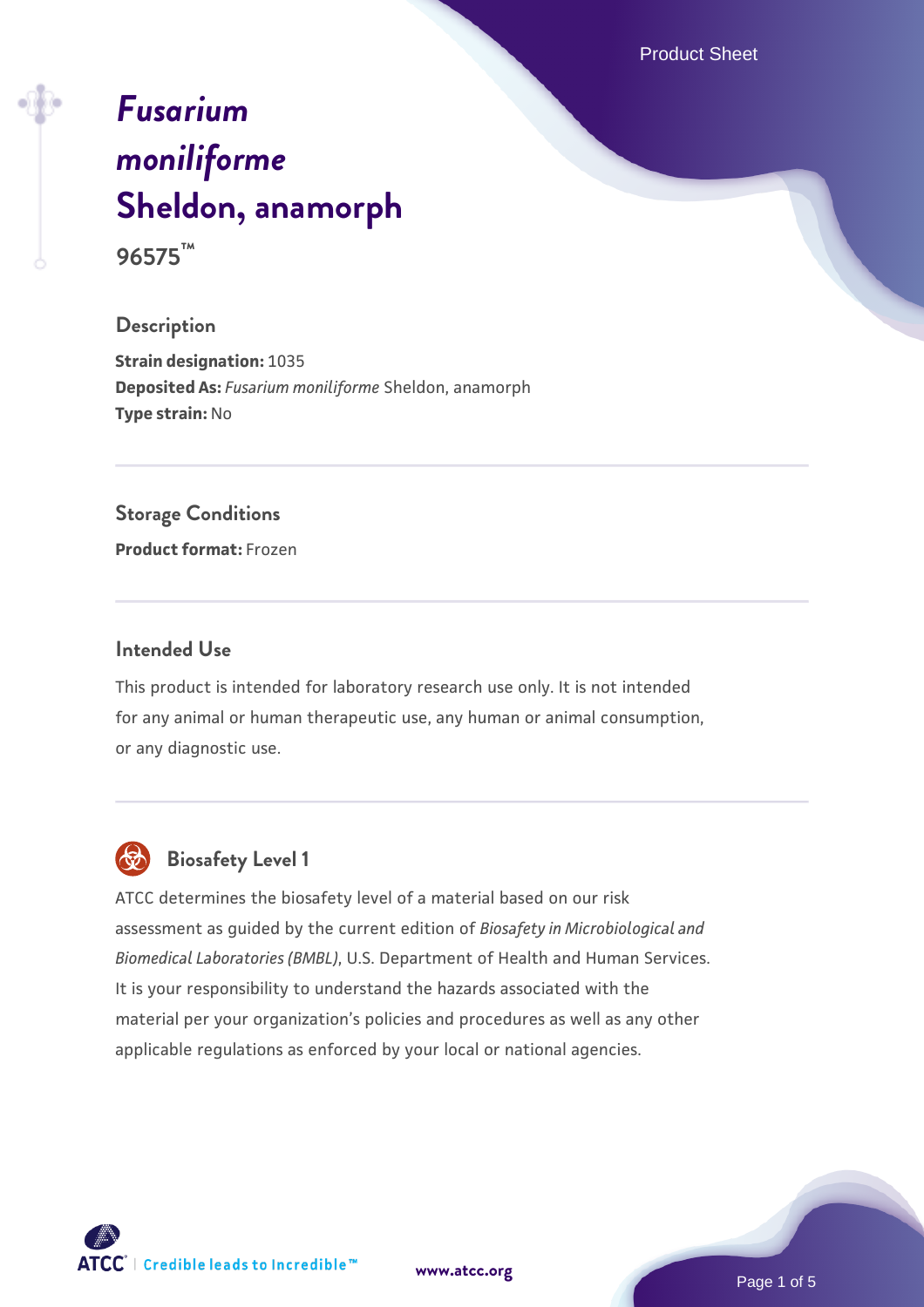# *Fusarium moniliforme* Sheldon, anamorph

**96575™**

## Description

**Strain designation:** 1035

**Deposited As:** *Fusarium moniliforme* Sheldon, anamorph

**Type strain:** No

## Storage Conditions

**Product format:** Frozen

## Intended Use

This product is intended for laboratory research use only. It is not intended for any animal or human therapeutic use, any human or animal consumption, or any diagnostic use.

## Biosafety Level 1

ATCC determines the biosafety level of a material based on our risk assessment as guided by the current edition of *Biosafety in Microbiological and Biomedical Laboratories (BMBL)*, U.S. Department of Health and Human Services. It is your responsibility to understand the hazards associated with the material per your organization's policies and procedures as well as any other applicable regulations as enforced by your local or national agencies.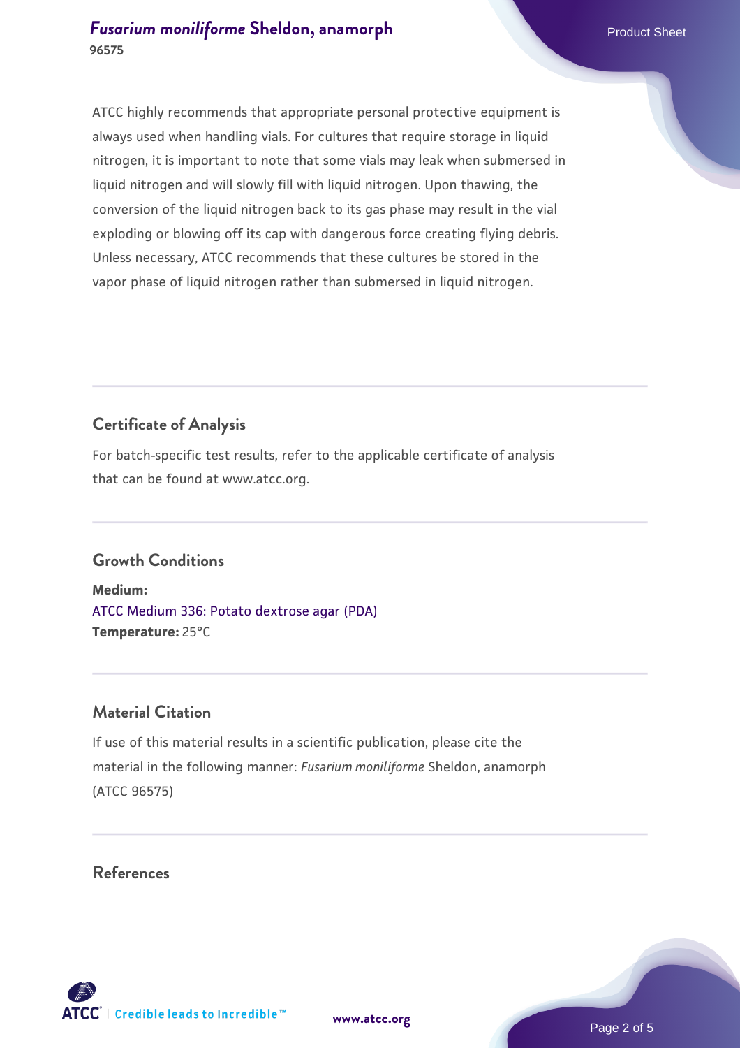ATCC highly recommends that appropriate personal protective equipment is always used when handling vials. For cultures that require storage in liquid nitrogen, it is important to note that some vials may leak when submersed in liquid nitrogen and will slowly fill with liquid nitrogen. Upon thawing, the conversion of the liquid nitrogen back to its gas phase may result in the vial exploding or blowing off its cap with dangerous force creating flying debris. Unless necessary, ATCC recommends that these cultures be stored in the vapor phase of liquid nitrogen rather than submersed in liquid nitrogen.

## Certificate of Analysis

For batch-specific test results, refer to the applicable certificate of analysis that can be found at www.atcc.org.

## Growth Conditions

**Medium:**
ATCC Medium 336: Potato dextrose agar (PDA)
**Temperature:** 25°C

## Material Citation

If use of this material results in a scientific publication, please cite the material in the following manner: *Fusarium moniliforme* Sheldon, anamorph (ATCC 96575)

## References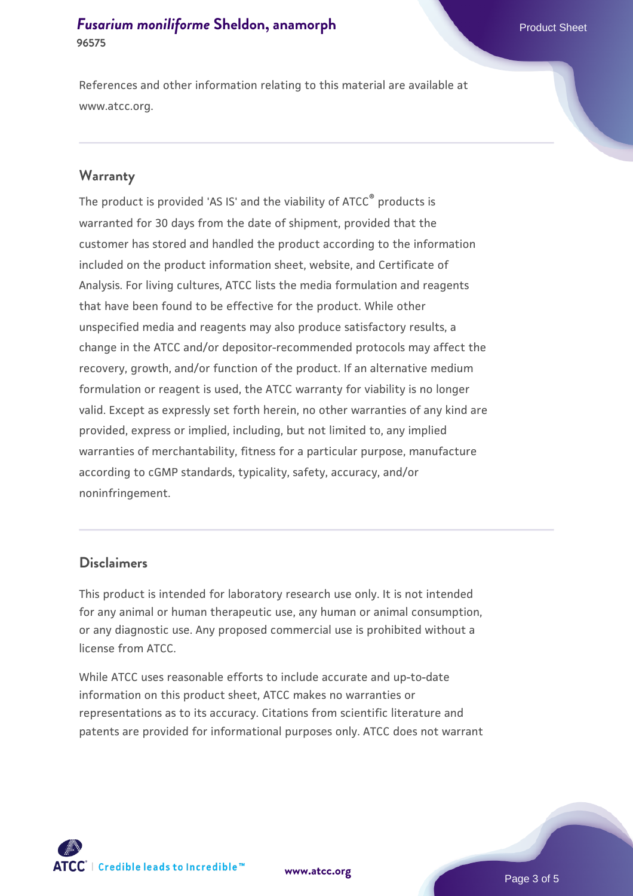References and other information relating to this material are available at www.atcc.org.

## Warranty

The product is provided 'AS IS' and the viability of ATCC® products is warranted for 30 days from the date of shipment, provided that the customer has stored and handled the product according to the information included on the product information sheet, website, and Certificate of Analysis. For living cultures, ATCC lists the media formulation and reagents that have been found to be effective for the product. While other unspecified media and reagents may also produce satisfactory results, a change in the ATCC and/or depositor-recommended protocols may affect the recovery, growth, and/or function of the product. If an alternative medium formulation or reagent is used, the ATCC warranty for viability is no longer valid. Except as expressly set forth herein, no other warranties of any kind are provided, express or implied, including, but not limited to, any implied warranties of merchantability, fitness for a particular purpose, manufacture according to cGMP standards, typicality, safety, accuracy, and/or noninfringement.

## Disclaimers

This product is intended for laboratory research use only. It is not intended for any animal or human therapeutic use, any human or animal consumption, or any diagnostic use. Any proposed commercial use is prohibited without a license from ATCC.

While ATCC uses reasonable efforts to include accurate and up-to-date information on this product sheet, ATCC makes no warranties or representations as to its accuracy. Citations from scientific literature and patents are provided for informational purposes only. ATCC does not warrant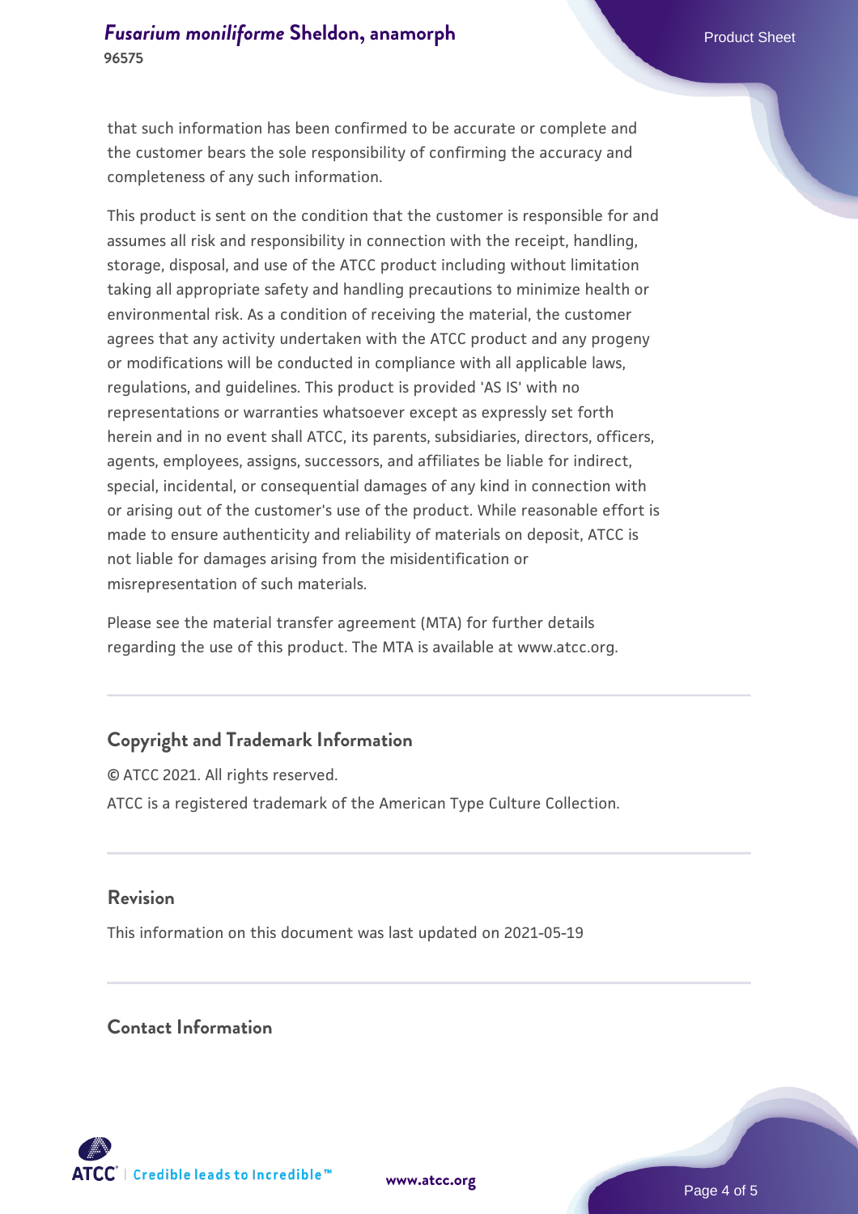that such information has been confirmed to be accurate or complete and the customer bears the sole responsibility of confirming the accuracy and completeness of any such information.

This product is sent on the condition that the customer is responsible for and assumes all risk and responsibility in connection with the receipt, handling, storage, disposal, and use of the ATCC product including without limitation taking all appropriate safety and handling precautions to minimize health or environmental risk. As a condition of receiving the material, the customer agrees that any activity undertaken with the ATCC product and any progeny or modifications will be conducted in compliance with all applicable laws, regulations, and guidelines. This product is provided 'AS IS' with no representations or warranties whatsoever except as expressly set forth herein and in no event shall ATCC, its parents, subsidiaries, directors, officers, agents, employees, assigns, successors, and affiliates be liable for indirect, special, incidental, or consequential damages of any kind in connection with or arising out of the customer's use of the product. While reasonable effort is made to ensure authenticity and reliability of materials on deposit, ATCC is not liable for damages arising from the misidentification or misrepresentation of such materials.

Please see the material transfer agreement (MTA) for further details regarding the use of this product. The MTA is available at www.atcc.org.

## Copyright and Trademark Information

© ATCC 2021. All rights reserved.

ATCC is a registered trademark of the American Type Culture Collection.

## Revision

This information on this document was last updated on 2021-05-19

## Contact Information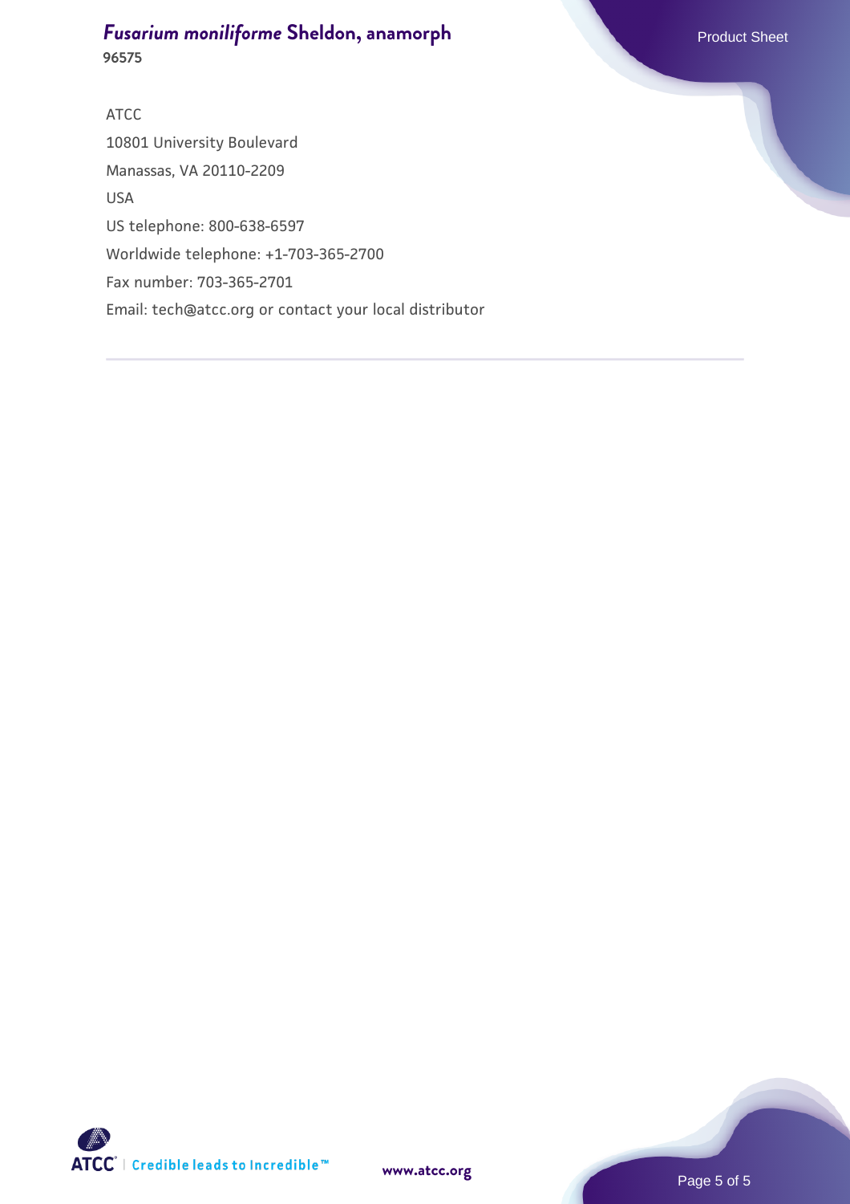ATCC

10801 University Boulevard

Manassas, VA 20110-2209

USA

US telephone: 800-638-6597

Worldwide telephone: +1-703-365-2700

Fax number: 703-365-2701

Email: tech@atcc.org or contact your local distributor